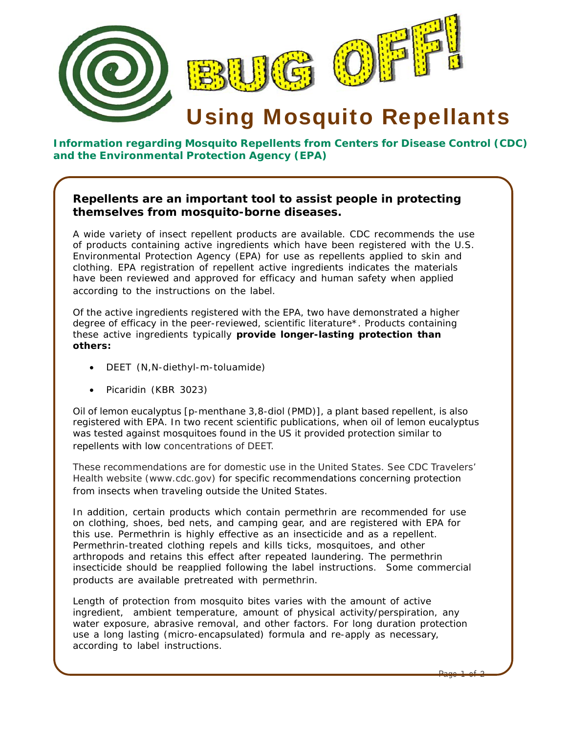# BUG OFF!

## Using Mosquito Repellants

**Information regarding Mosquito Repellents from Centers for Disease Control (CDC) and the Environmental Protection Agency (EPA)**

### Repellents are an important tool to assist people in protecting themselves from mosquito-borne diseases.

A wide variety of insect repellent products are available. CDC recommends the use of products containing active ingredients which have been registered with the U.S. Environmental Protection Agency (EPA) for use as repellents applied to skin and clothing. EPA registration of repellent active ingredients indicates the materials have been reviewed and approved for efficacy and human safety when applied according to the instructions on the label.

Of the active ingredients registered with the EPA, two have demonstrated a higher degree of efficacy in the peer-reviewed, scientific literature*. Products containing these active ingredients typically **provide longer-lasting protection than others:**

- DEET (N,N-diethyl-m-toluamide)
- Picaridin (KBR 3023)

Oil of lemon eucalyptus [p-menthane 3,8-diol (PMD)], a plant based repellent, is also registered with EPA. In two recent scientific publications, when oil of lemon eucalyptus was tested against mosquitoes found in the US it provided protection similar to repellents with low concentrations of DEET.

These recommendations are for domestic use in the United States. See CDC Travelers' Health website (www.cdc.gov) for specific recommendations concerning protection from insects when traveling outside the United States.

In addition, certain products which contain permethrin are recommended for use on clothing, shoes, bed nets, and camping gear, and are registered with EPA for this use. Permethrin is highly effective as an insecticide and as a repellent. Permethrin-treated clothing repels and kills ticks, mosquitoes, and other arthropods and retains this effect after repeated laundering. The permethrin insecticide should be reapplied following the label instructions. Some commercial products are available pretreated with permethrin.

Length of protection from mosquito bites varies with the amount of active ingredient, ambient temperature, amount of physical activity/perspiration, any water exposure, abrasive removal, and other factors. For long duration protection use a long lasting (micro-encapsulated) formula and re-apply as necessary, according to label instructions.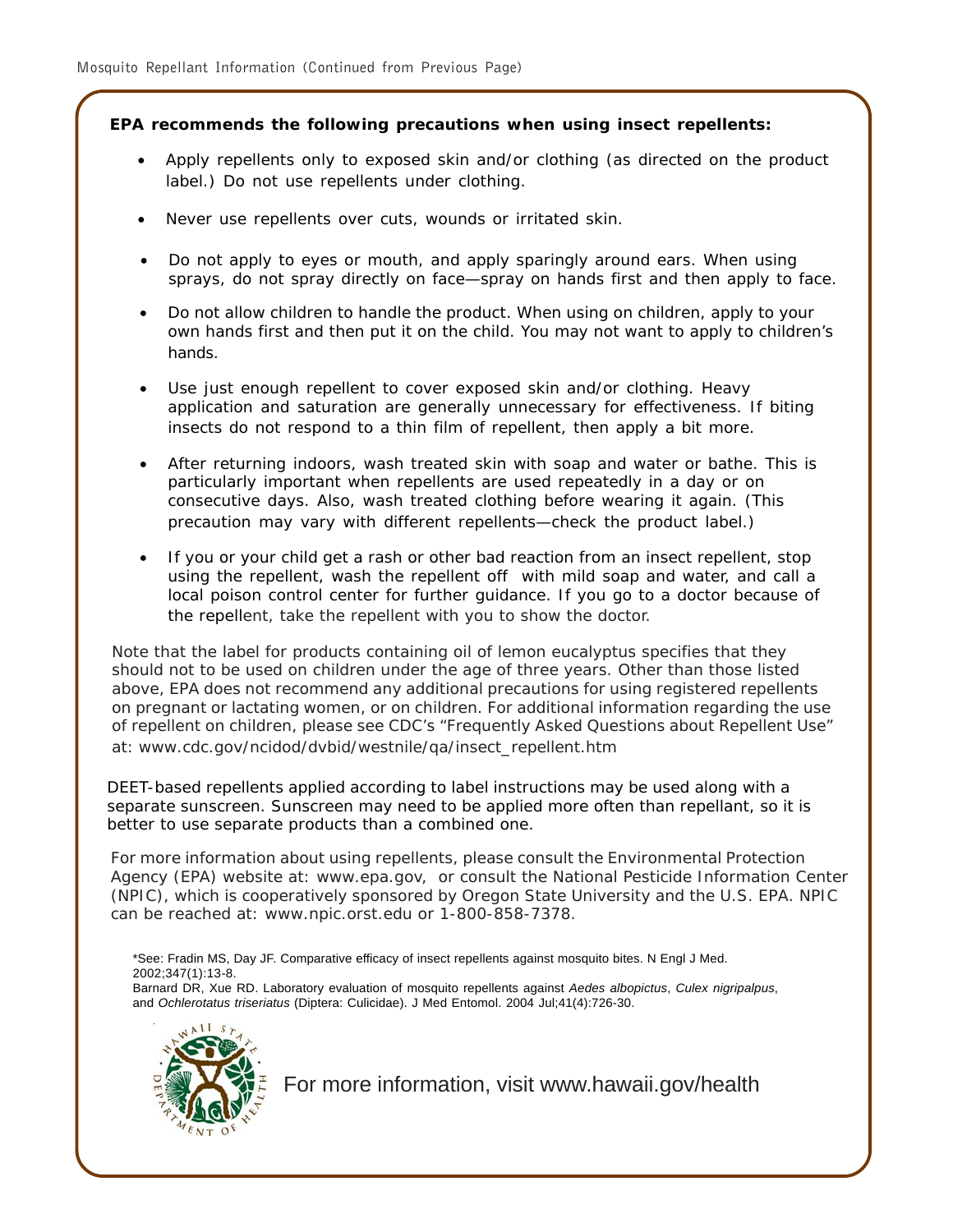**EPA recommends the following precautions when using insect repellents:**

- Apply repellents only to exposed skin and/or clothing (as directed on the product label.) Do not use repellents under clothing.
- Never use repellents over cuts, wounds or irritated skin.
- Do not apply to eyes or mouth, and apply sparingly around ears. When using sprays, do not spray directly on face—spray on hands first and then apply to face.
- Do not allow children to handle the product. When using on children, apply to your own hands first and then put it on the child. You may not want to apply to children's hands.
- Use just enough repellent to cover exposed skin and/or clothing. Heavy application and saturation are generally unnecessary for effectiveness. If biting insects do not respond to a thin film of repellent, then apply a bit more.
- After returning indoors, wash treated skin with soap and water or bathe. This is particularly important when repellents are used repeatedly in a day or on consecutive days. Also, wash treated clothing before wearing it again. (This precaution may vary with different repellents—check the product label.)
- If you or your child get a rash or other bad reaction from an insect repellent, stop using the repellent, wash the repellent off with mild soap and water, and call a local poison control center for further guidance. If you go to a doctor because of the repellent, take the repellent with you to show the doctor.

Note that the label for products containing oil of lemon eucalyptus specifies that they should not to be used on children under the age of three years. Other than those listed above, EPA does not recommend any additional precautions for using registered repellents on pregnant or lactating women, or on children. For additional information regarding the use of repellent on children, please see CDC's "Frequently Asked Questions about Repellent Use" at: www.cdc.gov/ncidod/dvbid/westnile/qa/insect_repellent.htm

DEET-based repellents applied according to label instructions may be used along with a separate sunscreen. Sunscreen may need to be applied more often than repellant, so it is better to use separate products than a combined one.

For more information about using repellents, please consult the Environmental Protection Agency (EPA) website at: www.epa.gov, or consult the National Pesticide Information Center (NPIC), which is cooperatively sponsored by Oregon State University and the U.S. EPA. NPIC can be reached at: www.npic.orst.edu or 1-800-858-7378.

*See: Fradin MS, Day JF. Comparative efficacy of insect repellents against mosquito bites. N Engl J Med. 2002;347(1):13-8.
Barnard DR, Xue RD. Laboratory evaluation of mosquito repellents against *Aedes albopictus*, *Culex nigripalpus*, and *Ochlerotatus triseriatus* (Diptera: Culicidae). J Med Entomol. 2004 Jul;41(4):726-30.

HAWAII STATE DEPARTMENT OF HEALTH

For more information, visit www.hawaii.gov/health